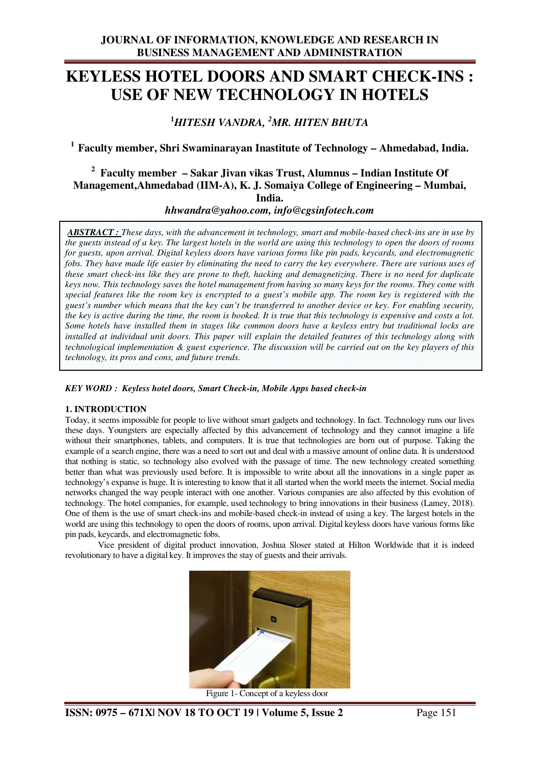# KEYLESS HOTEL DOORS AND SMART CHECK-INS : USE OF NEW TECHNOLOGY IN HOTELS

### [1]*HITESH VANDRA,* [2]*MR. HITEN BHUTA*

**[1] Faculty member, Shri Swaminarayan Inastitute of Technology – Ahmedabad, India.**

**[2] Faculty member – Sakar Jivan vikas Trust, Alumnus – Indian Institute Of Management,Ahmedabad (IIM-A), K. J. Somaiya College of Engineering – Mumbai, India.**

***hhwandra@yahoo.com, info@cgsinfotech.com***

***ABSTRACT :*** *These days, with the advancement in technology, smart and mobile-based check-ins are in use by the guests instead of a key. The largest hotels in the world are using this technology to open the doors of rooms for guests, upon arrival. Digital keyless doors have various forms like pin pads, keycards, and electromagnetic fobs. They have made life easier by eliminating the need to carry the key everywhere. There are various uses of these smart check-ins like they are prone to theft, hacking and demagnetizing. There is no need for duplicate keys now. This technology saves the hotel management from having so many keys for the rooms. They come with special features like the room key is encrypted to a guest's mobile app. The room key is registered with the guest's number which means that the key can't be transferred to another device or key. For enabling security, the key is active during the time, the room is booked. It is true that this technology is expensive and costs a lot. Some hotels have installed them in stages like common doors have a keyless entry but traditional locks are installed at individual unit doors. This paper will explain the detailed features of this technology along with technological implementation & guest experience. The discussion will be carried out on the key players of this technology, its pros and cons, and future trends.*

***KEY WORD : Keyless hotel doors, Smart Check-in, Mobile Apps based check-in***

## 1. INTRODUCTION

Today, it seems impossible for people to live without smart gadgets and technology. In fact. Technology runs our lives these days. Youngsters are especially affected by this advancement of technology and they cannot imagine a life without their smartphones, tablets, and computers. It is true that technologies are born out of purpose. Taking the example of a search engine, there was a need to sort out and deal with a massive amount of online data. It is understood that nothing is static, so technology also evolved with the passage of time. The new technology created something better than what was previously used before. It is impossible to write about all the innovations in a single paper as technology's expanse is huge. It is interesting to know that it all started when the world meets the internet. Social media networks changed the way people interact with one another. Various companies are also affected by this evolution of technology. The hotel companies, for example, used technology to bring innovations in their business (Lamey, 2018). One of them is the use of smart check-ins and mobile-based check-in instead of using a key. The largest hotels in the world are using this technology to open the doors of rooms, upon arrival. Digital keyless doors have various forms like pin pads, keycards, and electromagnetic fobs.

Vice president of digital product innovation, Joshua Sloser stated at Hilton Worldwide that it is indeed revolutionary to have a digital key. It improves the stay of guests and their arrivals.

Figure 1- Concept of a keyless door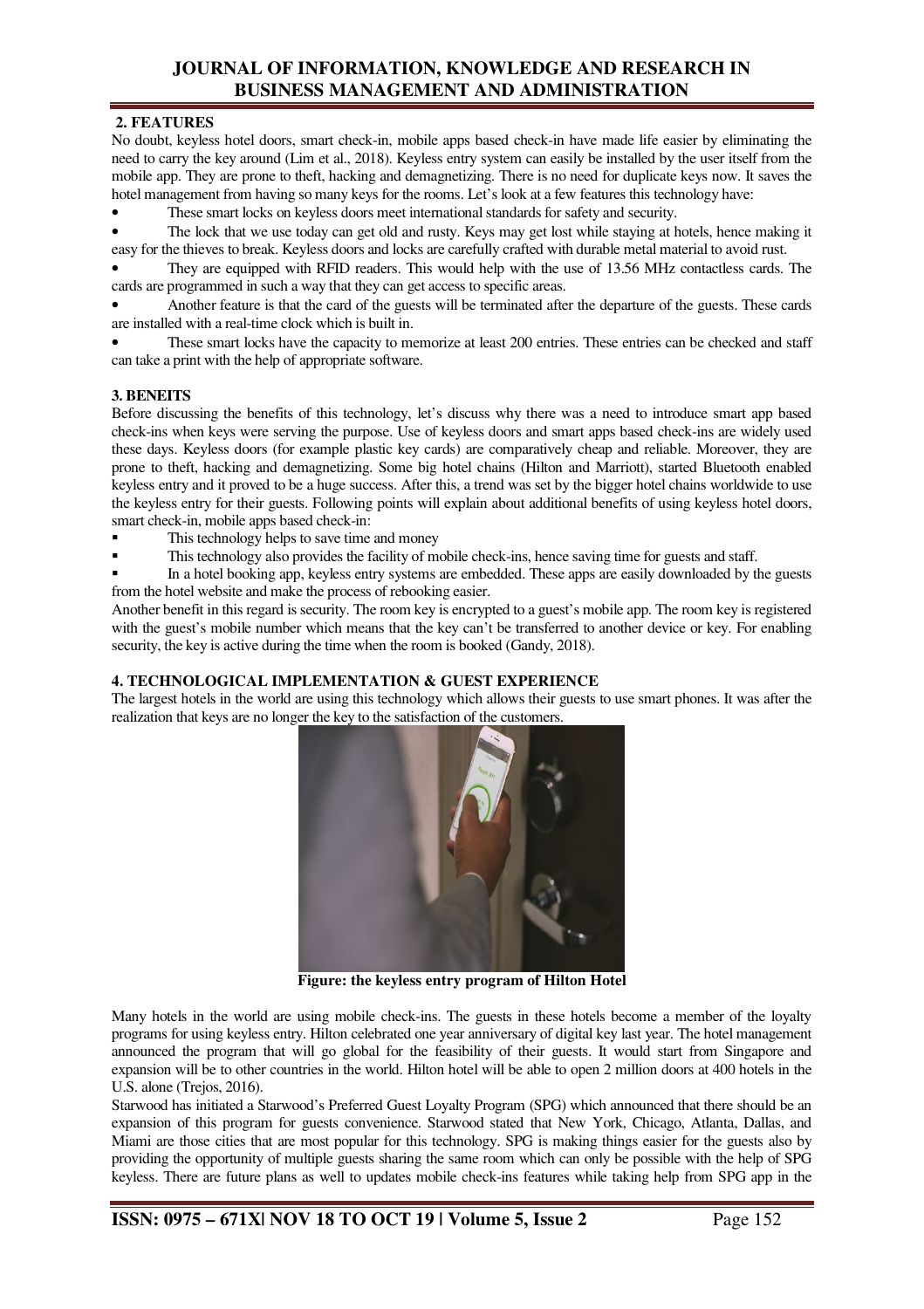## 2. FEATURES

No doubt, keyless hotel doors, smart check-in, mobile apps based check-in have made life easier by eliminating the need to carry the key around (Lim et al., 2018). Keyless entry system can easily be installed by the user itself from the mobile app. They are prone to theft, hacking and demagnetizing. There is no need for duplicate keys now. It saves the hotel management from having so many keys for the rooms. Let's look at a few features this technology have:

- These smart locks on keyless doors meet international standards for safety and security.
- The lock that we use today can get old and rusty. Keys may get lost while staying at hotels, hence making it easy for the thieves to break. Keyless doors and locks are carefully crafted with durable metal material to avoid rust.
- They are equipped with RFID readers. This would help with the use of 13.56 MHz contactless cards. The cards are programmed in such a way that they can get access to specific areas.
- Another feature is that the card of the guests will be terminated after the departure of the guests. These cards are installed with a real-time clock which is built in.
- These smart locks have the capacity to memorize at least 200 entries. These entries can be checked and staff can take a print with the help of appropriate software.

## 3. BENEITS

Before discussing the benefits of this technology, let's discuss why there was a need to introduce smart app based check-ins when keys were serving the purpose. Use of keyless doors and smart apps based check-ins are widely used these days. Keyless doors (for example plastic key cards) are comparatively cheap and reliable. Moreover, they are prone to theft, hacking and demagnetizing. Some big hotel chains (Hilton and Marriott), started Bluetooth enabled keyless entry and it proved to be a huge success. After this, a trend was set by the bigger hotel chains worldwide to use the keyless entry for their guests. Following points will explain about additional benefits of using keyless hotel doors, smart check-in, mobile apps based check-in:

- This technology helps to save time and money
- This technology also provides the facility of mobile check-ins, hence saving time for guests and staff.
- In a hotel booking app, keyless entry systems are embedded. These apps are easily downloaded by the guests from the hotel website and make the process of rebooking easier.

Another benefit in this regard is security. The room key is encrypted to a guest's mobile app. The room key is registered with the guest's mobile number which means that the key can't be transferred to another device or key. For enabling security, the key is active during the time when the room is booked (Gandy, 2018).

## 4. TECHNOLOGICAL IMPLEMENTATION & GUEST EXPERIENCE

The largest hotels in the world are using this technology which allows their guests to use smart phones. It was after the realization that keys are no longer the key to the satisfaction of the customers.

**Figure: the keyless entry program of Hilton Hotel**

Many hotels in the world are using mobile check-ins. The guests in these hotels become a member of the loyalty programs for using keyless entry. Hilton celebrated one year anniversary of digital key last year. The hotel management announced the program that will go global for the feasibility of their guests. It would start from Singapore and expansion will be to other countries in the world. Hilton hotel will be able to open 2 million doors at 400 hotels in the U.S. alone (Trejos, 2016).

Starwood has initiated a Starwood's Preferred Guest Loyalty Program (SPG) which announced that there should be an expansion of this program for guests convenience. Starwood stated that New York, Chicago, Atlanta, Dallas, and Miami are those cities that are most popular for this technology. SPG is making things easier for the guests also by providing the opportunity of multiple guests sharing the same room which can only be possible with the help of SPG keyless. There are future plans as well to updates mobile check-ins features while taking help from SPG app in the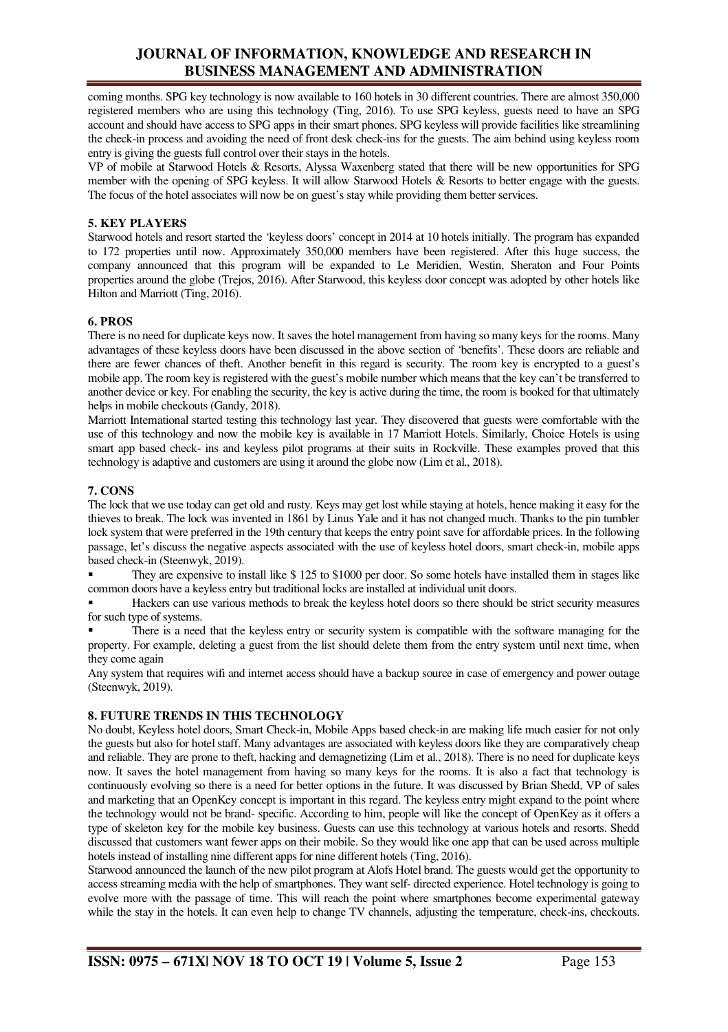coming months. SPG key technology is now available to 160 hotels in 30 different countries. There are almost 350,000 registered members who are using this technology (Ting, 2016). To use SPG keyless, guests need to have an SPG account and should have access to SPG apps in their smart phones. SPG keyless will provide facilities like streamlining the check-in process and avoiding the need of front desk check-ins for the guests. The aim behind using keyless room entry is giving the guests full control over their stays in the hotels.

VP of mobile at Starwood Hotels & Resorts, Alyssa Waxenberg stated that there will be new opportunities for SPG member with the opening of SPG keyless. It will allow Starwood Hotels & Resorts to better engage with the guests. The focus of the hotel associates will now be on guest's stay while providing them better services.

## 5. KEY PLAYERS

Starwood hotels and resort started the 'keyless doors' concept in 2014 at 10 hotels initially. The program has expanded to 172 properties until now. Approximately 350,000 members have been registered. After this huge success, the company announced that this program will be expanded to Le Meridien, Westin, Sheraton and Four Points properties around the globe (Trejos, 2016). After Starwood, this keyless door concept was adopted by other hotels like Hilton and Marriott (Ting, 2016).

## 6. PROS

There is no need for duplicate keys now. It saves the hotel management from having so many keys for the rooms. Many advantages of these keyless doors have been discussed in the above section of 'benefits'. These doors are reliable and there are fewer chances of theft. Another benefit in this regard is security. The room key is encrypted to a guest's mobile app. The room key is registered with the guest's mobile number which means that the key can't be transferred to another device or key. For enabling the security, the key is active during the time, the room is booked for that ultimately helps in mobile checkouts (Gandy, 2018).

Marriott International started testing this technology last year. They discovered that guests were comfortable with the use of this technology and now the mobile key is available in 17 Marriott Hotels. Similarly, Choice Hotels is using smart app based check- ins and keyless pilot programs at their suits in Rockville. These examples proved that this technology is adaptive and customers are using it around the globe now (Lim et al., 2018).

## 7. CONS

The lock that we use today can get old and rusty. Keys may get lost while staying at hotels, hence making it easy for the thieves to break. The lock was invented in 1861 by Linus Yale and it has not changed much. Thanks to the pin tumbler lock system that were preferred in the 19th century that keeps the entry point save for affordable prices. In the following passage, let's discuss the negative aspects associated with the use of keyless hotel doors, smart check-in, mobile apps based check-in (Steenwyk, 2019).

- They are expensive to install like $ 125 to $1000 per door. So some hotels have installed them in stages like common doors have a keyless entry but traditional locks are installed at individual unit doors.
- Hackers can use various methods to break the keyless hotel doors so there should be strict security measures for such type of systems.
- There is a need that the keyless entry or security system is compatible with the software managing for the property. For example, deleting a guest from the list should delete them from the entry system until next time, when they come again

Any system that requires wifi and internet access should have a backup source in case of emergency and power outage (Steenwyk, 2019).

## 8. FUTURE TRENDS IN THIS TECHNOLOGY

No doubt, Keyless hotel doors, Smart Check-in, Mobile Apps based check-in are making life much easier for not only the guests but also for hotel staff. Many advantages are associated with keyless doors like they are comparatively cheap and reliable. They are prone to theft, hacking and demagnetizing (Lim et al., 2018). There is no need for duplicate keys now. It saves the hotel management from having so many keys for the rooms. It is also a fact that technology is continuously evolving so there is a need for better options in the future. It was discussed by Brian Shedd, VP of sales and marketing that an OpenKey concept is important in this regard. The keyless entry might expand to the point where the technology would not be brand- specific. According to him, people will like the concept of OpenKey as it offers a type of skeleton key for the mobile key business. Guests can use this technology at various hotels and resorts. Shedd discussed that customers want fewer apps on their mobile. So they would like one app that can be used across multiple hotels instead of installing nine different apps for nine different hotels (Ting, 2016).

Starwood announced the launch of the new pilot program at Alofs Hotel brand. The guests would get the opportunity to access streaming media with the help of smartphones. They want self- directed experience. Hotel technology is going to evolve more with the passage of time. This will reach the point where smartphones become experimental gateway while the stay in the hotels. It can even help to change TV channels, adjusting the temperature, check-ins, checkouts.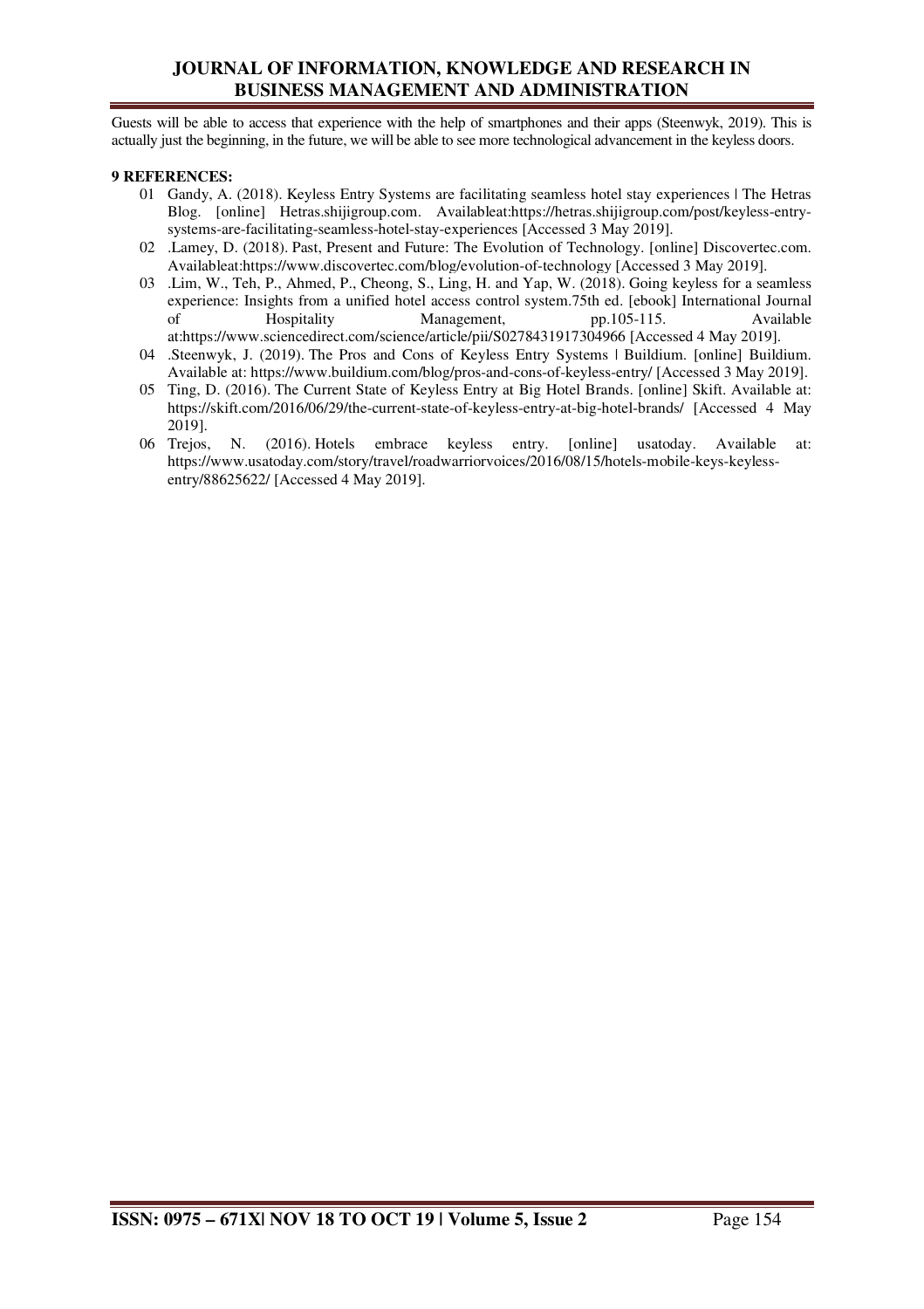Guests will be able to access that experience with the help of smartphones and their apps (Steenwyk, 2019). This is actually just the beginning, in the future, we will be able to see more technological advancement in the keyless doors.

## 9 REFERENCES:

01 Gandy, A. (2018). Keyless Entry Systems are facilitating seamless hotel stay experiences | The Hetras Blog. [online] Hetras.shijigroup.com. Availableat:https://hetras.shijigroup.com/post/keyless-entry-systems-are-facilitating-seamless-hotel-stay-experiences [Accessed 3 May 2019].

02 .Lamey, D. (2018). Past, Present and Future: The Evolution of Technology. [online] Discovertec.com. Availableat:https://www.discovertec.com/blog/evolution-of-technology [Accessed 3 May 2019].

03 .Lim, W., Teh, P., Ahmed, P., Cheong, S., Ling, H. and Yap, W. (2018). Going keyless for a seamless experience: Insights from a unified hotel access control system.75th ed. [ebook] International Journal of Hospitality Management, pp.105-115. Available at:https://www.sciencedirect.com/science/article/pii/S0278431917304966 [Accessed 4 May 2019].

04 .Steenwyk, J. (2019). The Pros and Cons of Keyless Entry Systems | Buildium. [online] Buildium. Available at: https://www.buildium.com/blog/pros-and-cons-of-keyless-entry/ [Accessed 3 May 2019].

05 Ting, D. (2016). The Current State of Keyless Entry at Big Hotel Brands. [online] Skift. Available at: https://skift.com/2016/06/29/the-current-state-of-keyless-entry-at-big-hotel-brands/ [Accessed 4 May 2019].

06 Trejos, N. (2016). Hotels embrace keyless entry. [online] usatoday. Available at: https://www.usatoday.com/story/travel/roadwarriorvoices/2016/08/15/hotels-mobile-keys-keyless-entry/88625622/ [Accessed 4 May 2019].